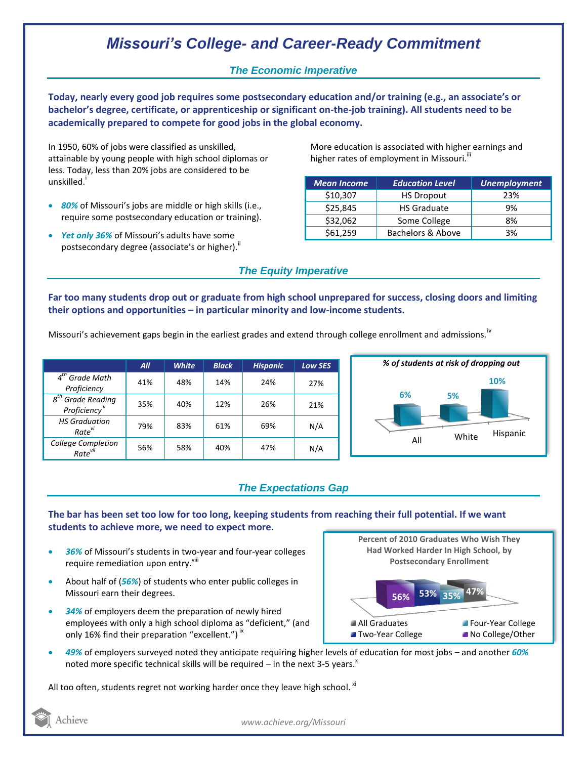# Missouri's College- and Career-Ready Commitment

## The Economic Imperative

**Today, nearly every good job requires some postsecondary education and/or training (e.g., an associate's or bachelor's degree, certificate, or apprenticeship or significant on-the-job training). All students need to be academically prepared to compete for good jobs in the global economy.**

In 1950, 60% of jobs were classified as unskilled, attainable by young people with high school diplomas or less. Today, less than 20% jobs are considered to be unskilled.[i]

- ***80%*** of Missouri's jobs are middle or high skills (i.e., require some postsecondary education or training).
- ***Yet only 36%*** of Missouri's adults have some postsecondary degree (associate's or higher).[ii]

More education is associated with higher earnings and higher rates of employment in Missouri.[iii]

| Mean Income | Education Level | Unemployment |
|---|---|---|
| $10,307 | HS Dropout | 23% |
| $25,845 | HS Graduate | 9% |
| $32,062 | Some College | 8% |
| $61,259 | Bachelors & Above | 3% |

## The Equity Imperative

**Far too many students drop out or graduate from high school unprepared for success, closing doors and limiting their options and opportunities – in particular minority and low-income students.**

Missouri's achievement gaps begin in the earliest grades and extend through college enrollment and admissions.[iv]

| | All | White | Black | Hispanic | Low SES |
|---|---|---|---|---|---|
| 4th Grade Math Proficiency | 41% | 48% | 14% | 24% | 27% |
| 8th Grade Reading Proficiency[v] | 35% | 40% | 12% | 26% | 21% |
| HS Graduation Rate[vi] | 79% | 83% | 61% | 69% | N/A |
| College Completion Rate[vii] | 56% | 58% | 40% | 47% | N/A |

*% of students at risk of dropping out*

| All | White | Hispanic |
|---|---|---|
| 6% | 5% | 10% |

## The Expectations Gap

**The bar has been set too low for too long, keeping students from reaching their full potential. If we want students to achieve more, we need to expect more.**

- ***36%*** of Missouri's students in two-year and four-year colleges require remediation upon entry.[viii]
- About half of (***56%***) of students who enter public colleges in Missouri earn their degrees.
- ***34%*** of employers deem the preparation of newly hired employees with only a high school diploma as "deficient," (and only 16% find their preparation "excellent.")[ix]
- ***49%*** of employers surveyed noted they anticipate requiring higher levels of education for most jobs – and another ***60%*** noted more specific technical skills will be required – in the next 3-5 years.[x]

**Percent of 2010 Graduates Who Wish They Had Worked Harder In High School, by Postsecondary Enrollment**

| No College/Other | Two-Year College | Four-Year College | All Graduates |
|---|---|---|---|
| 56% | 53% | 35% | 47% |

All too often, students regret not working harder once they leave high school.[xi]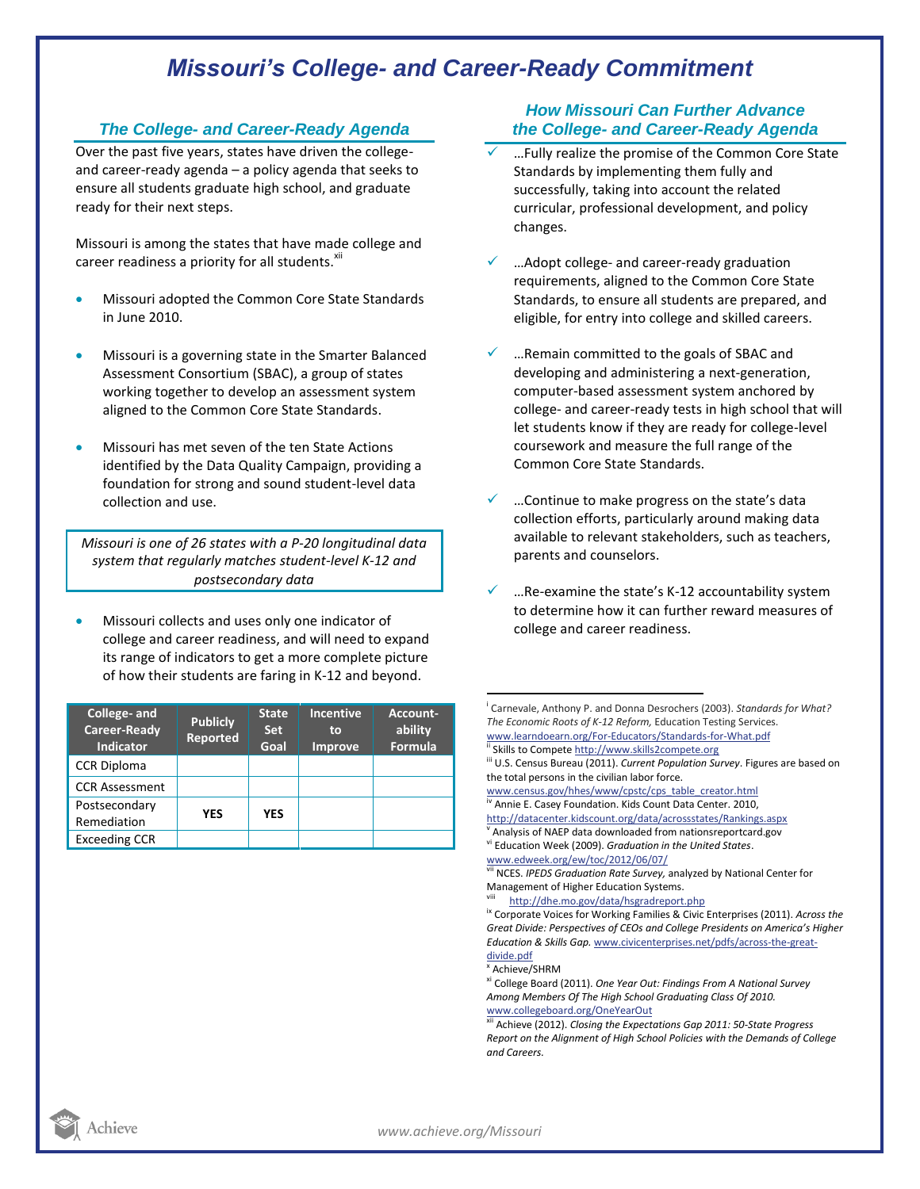# Missouri's College- and Career-Ready Commitment

## The College- and Career-Ready Agenda

Over the past five years, states have driven the college- and career-ready agenda – a policy agenda that seeks to ensure all students graduate high school, and graduate ready for their next steps.

Missouri is among the states that have made college and career readiness a priority for all students.[xii]

- Missouri adopted the Common Core State Standards in June 2010.
- Missouri is a governing state in the Smarter Balanced Assessment Consortium (SBAC), a group of states working together to develop an assessment system aligned to the Common Core State Standards.
- Missouri has met seven of the ten State Actions identified by the Data Quality Campaign, providing a foundation for strong and sound student-level data collection and use.

*Missouri is one of 26 states with a P-20 longitudinal data system that regularly matches student-level K-12 and postsecondary data*

- Missouri collects and uses only one indicator of college and career readiness, and will need to expand its range of indicators to get a more complete picture of how their students are faring in K-12 and beyond.

| College- and Career-Ready Indicator | Publicly Reported | State Set Goal | Incentive to Improve | Account-ability Formula |
|---|---|---|---|---|
| CCR Diploma | | | | |
| CCR Assessment | | | | |
| Postsecondary Remediation | YES | YES | | |
| Exceeding CCR | | | | |

## How Missouri Can Further Advance the College- and Career-Ready Agenda

- ✓ …Fully realize the promise of the Common Core State Standards by implementing them fully and successfully, taking into account the related curricular, professional development, and policy changes.
- ✓ …Adopt college- and career-ready graduation requirements, aligned to the Common Core State Standards, to ensure all students are prepared, and eligible, for entry into college and skilled careers.
- ✓ …Remain committed to the goals of SBAC and developing and administering a next-generation, computer-based assessment system anchored by college- and career-ready tests in high school that will let students know if they are ready for college-level coursework and measure the full range of the Common Core State Standards.
- ✓ …Continue to make progress on the state's data collection efforts, particularly around making data available to relevant stakeholders, such as teachers, parents and counselors.
- ✓ …Re-examine the state's K-12 accountability system to determine how it can further reward measures of college and career readiness.

---

[i] Carnevale, Anthony P. and Donna Desrochers (2003). *Standards for What? The Economic Roots of K-12 Reform,* Education Testing Services. www.learndoearn.org/For-Educators/Standards-for-What.pdf

[ii] Skills to Compete http://www.skills2compete.org

[iii] U.S. Census Bureau (2011). *Current Population Survey*. Figures are based on the total persons in the civilian labor force. www.census.gov/hhes/www/cpstc/cps_table_creator.html

[iv] Annie E. Casey Foundation. Kids Count Data Center. 2010, http://datacenter.kidscount.org/data/acrossstates/Rankings.aspx

[v] Analysis of NAEP data downloaded from nationsreportcard.gov

[vi] Education Week (2009). *Graduation in the United States*. www.edweek.org/ew/toc/2012/06/07/

[vii] NCES. *IPEDS Graduation Rate Survey,* analyzed by National Center for Management of Higher Education Systems.

[viii] http://dhe.mo.gov/data/hsgradreport.php

[ix] Corporate Voices for Working Families & Civic Enterprises (2011). *Across the Great Divide: Perspectives of CEOs and College Presidents on America's Higher Education & Skills Gap.* www.civicenterprises.net/pdfs/across-the-great-divide.pdf

[x] Achieve/SHRM

[xi] College Board (2011). *One Year Out: Findings From A National Survey Among Members Of The High School Graduating Class Of 2010.* www.collegeboard.org/OneYearOut

[xii] Achieve (2012). *Closing the Expectations Gap 2011: 50-State Progress Report on the Alignment of High School Policies with the Demands of College and Careers.*

Achieve

www.achieve.org/Missouri